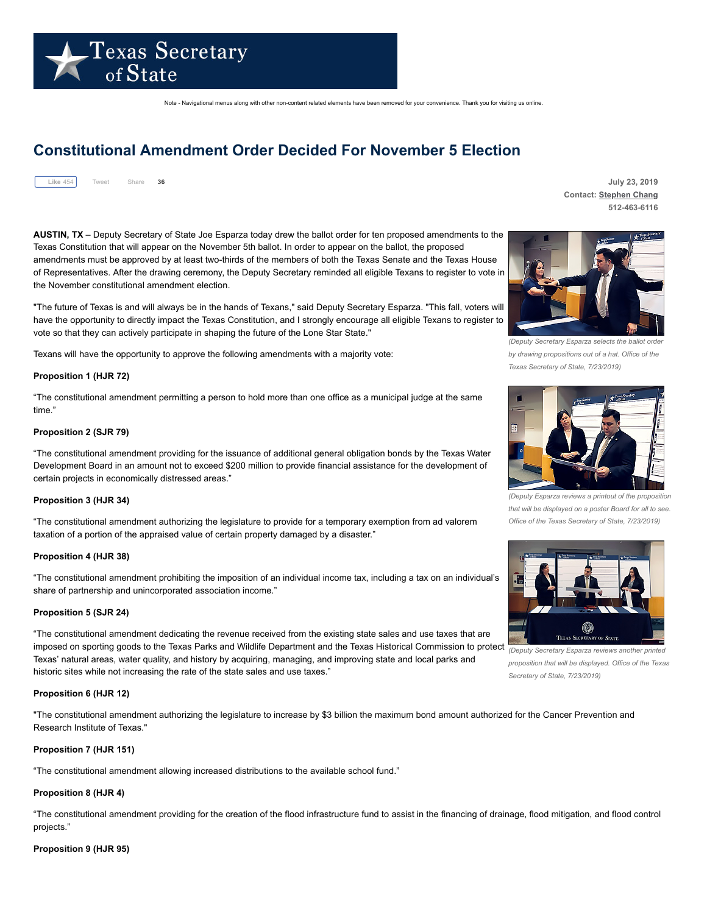Texas Secretary of State

Note - Navigational menus along with other non-content related elements have been removed for your convenience. Thank you for visiting us online.

# Constitutional Amendment Order Decided For November 5 Election

Like 454 Tweet Share 36

July 23, 2019
Contact: Stephen Chang
512-463-6116

**AUSTIN, TX** – Deputy Secretary of State Joe Esparza today drew the ballot order for ten proposed amendments to the Texas Constitution that will appear on the November 5th ballot. In order to appear on the ballot, the proposed amendments must be approved by at least two-thirds of the members of both the Texas Senate and the Texas House of Representatives. After the drawing ceremony, the Deputy Secretary reminded all eligible Texans to register to vote in the November constitutional amendment election.

"The future of Texas is and will always be in the hands of Texans," said Deputy Secretary Esparza. "This fall, voters will have the opportunity to directly impact the Texas Constitution, and I strongly encourage all eligible Texans to register to vote so that they can actively participate in shaping the future of the Lone Star State."

*(Deputy Secretary Esparza selects the ballot order by drawing propositions out of a hat. Office of the Texas Secretary of State, 7/23/2019)*

*(Deputy Esparza reviews a printout of the proposition that will be displayed on a poster Board for all to see. Office of the Texas Secretary of State, 7/23/2019)*

*(Deputy Secretary Esparza reviews another printed proposition that will be displayed. Office of the Texas Secretary of State, 7/23/2019)*

Texans will have the opportunity to approve the following amendments with a majority vote:

**Proposition 1 (HJR 72)**

“The constitutional amendment permitting a person to hold more than one office as a municipal judge at the same time.”

**Proposition 2 (SJR 79)**

“The constitutional amendment providing for the issuance of additional general obligation bonds by the Texas Water Development Board in an amount not to exceed $200 million to provide financial assistance for the development of certain projects in economically distressed areas.”

**Proposition 3 (HJR 34)**

“The constitutional amendment authorizing the legislature to provide for a temporary exemption from ad valorem taxation of a portion of the appraised value of certain property damaged by a disaster.”

**Proposition 4 (HJR 38)**

“The constitutional amendment prohibiting the imposition of an individual income tax, including a tax on an individual’s share of partnership and unincorporated association income.”

**Proposition 5 (SJR 24)**

“The constitutional amendment dedicating the revenue received from the existing state sales and use taxes that are imposed on sporting goods to the Texas Parks and Wildlife Department and the Texas Historical Commission to protect Texas’ natural areas, water quality, and history by acquiring, managing, and improving state and local parks and historic sites while not increasing the rate of the state sales and use taxes.”

**Proposition 6 (HJR 12)**

"The constitutional amendment authorizing the legislature to increase by $3 billion the maximum bond amount authorized for the Cancer Prevention and Research Institute of Texas."

**Proposition 7 (HJR 151)**

“The constitutional amendment allowing increased distributions to the available school fund.”

**Proposition 8 (HJR 4)**

“The constitutional amendment providing for the creation of the flood infrastructure fund to assist in the financing of drainage, flood mitigation, and flood control projects.”

**Proposition 9 (HJR 95)**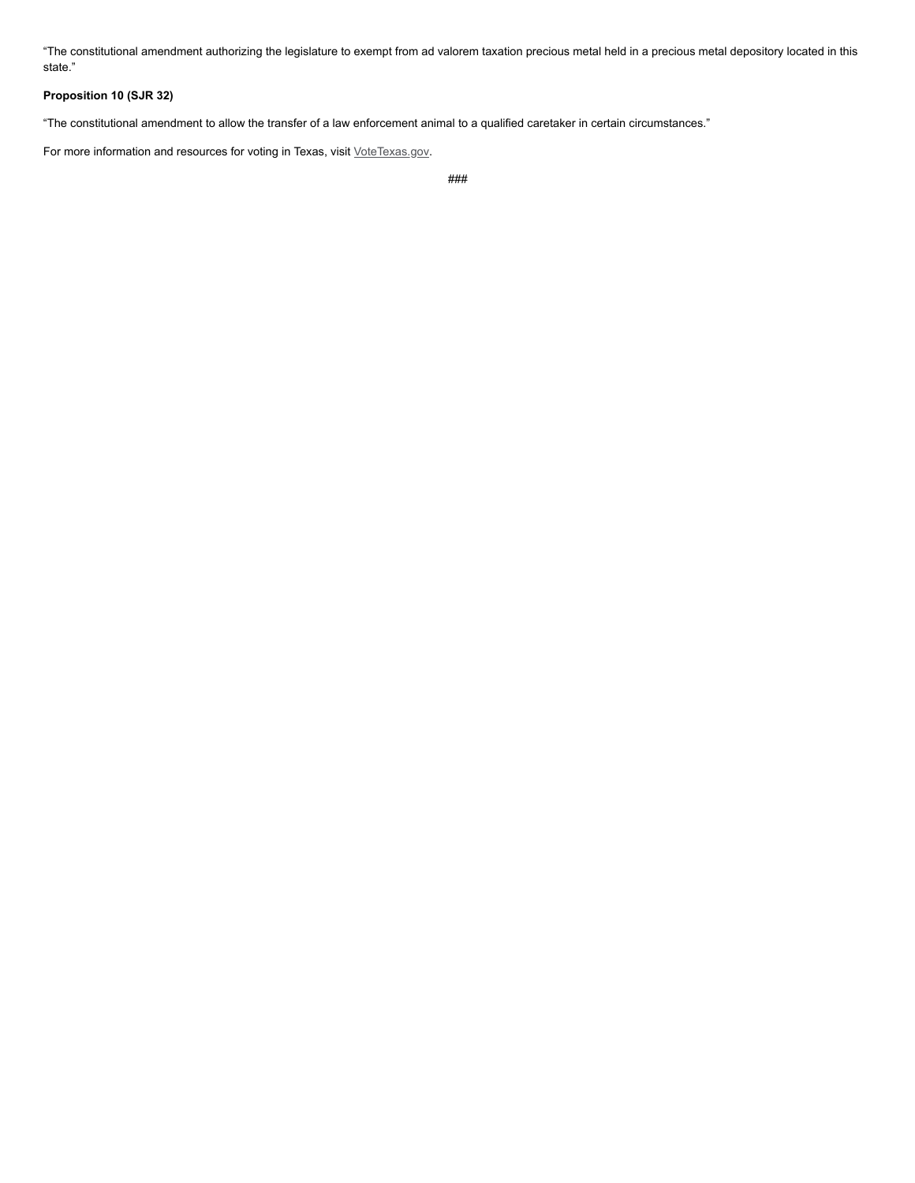"The constitutional amendment authorizing the legislature to exempt from ad valorem taxation precious metal held in a precious metal depository located in this state."

**Proposition 10 (SJR 32)**

"The constitutional amendment to allow the transfer of a law enforcement animal to a qualified caretaker in certain circumstances."

For more information and resources for voting in Texas, visit VoteTexas.gov.

###